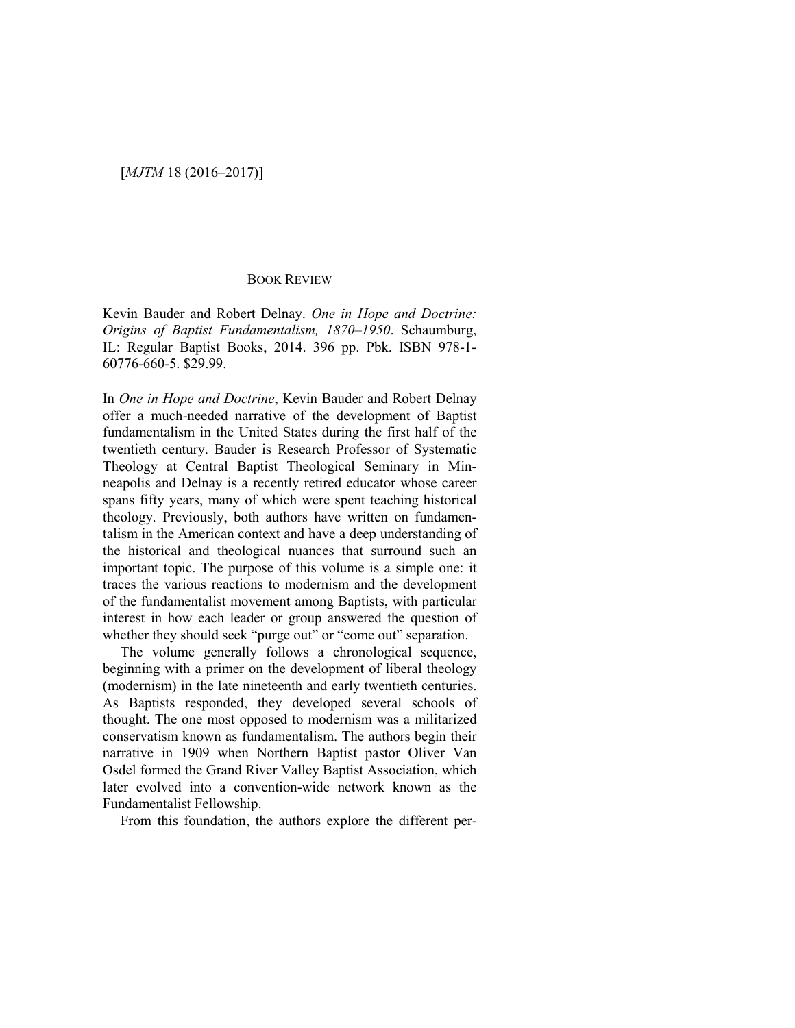## BOOK REVIEW

Kevin Bauder and Robert Delnay. *One in Hope and Doctrine: Origins of Baptist Fundamentalism, 1870–1950*. Schaumburg, IL: Regular Baptist Books, 2014. 396 pp. Pbk. ISBN 978-1-60776-660-5. $29.99.

In *One in Hope and Doctrine*, Kevin Bauder and Robert Delnay offer a much-needed narrative of the development of Baptist fundamentalism in the United States during the first half of the twentieth century. Bauder is Research Professor of Systematic Theology at Central Baptist Theological Seminary in Minneapolis and Delnay is a recently retired educator whose career spans fifty years, many of which were spent teaching historical theology. Previously, both authors have written on fundamentalism in the American context and have a deep understanding of the historical and theological nuances that surround such an important topic. The purpose of this volume is a simple one: it traces the various reactions to modernism and the development of the fundamentalist movement among Baptists, with particular interest in how each leader or group answered the question of whether they should seek "purge out" or "come out" separation.

The volume generally follows a chronological sequence, beginning with a primer on the development of liberal theology (modernism) in the late nineteenth and early twentieth centuries. As Baptists responded, they developed several schools of thought. The one most opposed to modernism was a militarized conservatism known as fundamentalism. The authors begin their narrative in 1909 when Northern Baptist pastor Oliver Van Osdel formed the Grand River Valley Baptist Association, which later evolved into a convention-wide network known as the Fundamentalist Fellowship.

From this foundation, the authors explore the different per-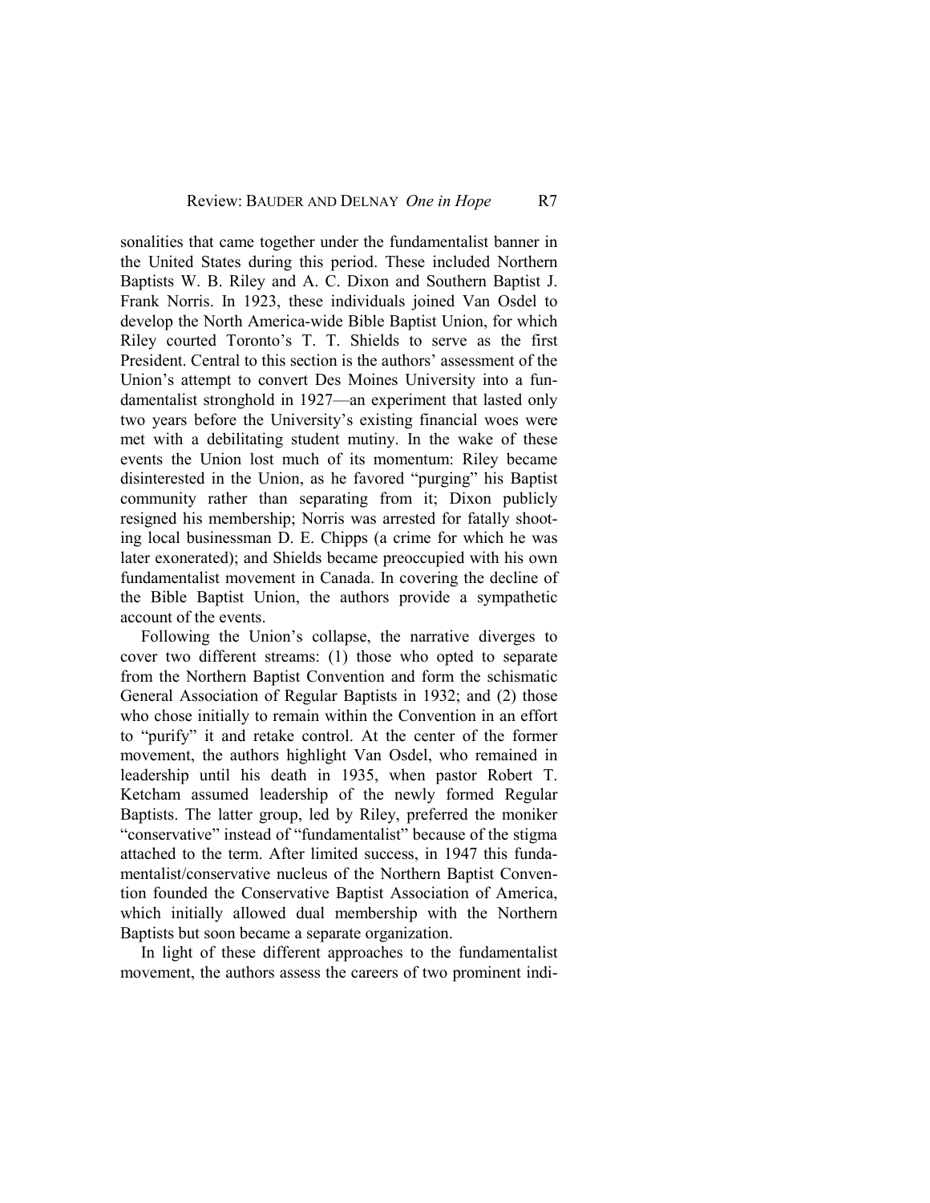sonalities that came together under the fundamentalist banner in the United States during this period. These included Northern Baptists W. B. Riley and A. C. Dixon and Southern Baptist J. Frank Norris. In 1923, these individuals joined Van Osdel to develop the North America-wide Bible Baptist Union, for which Riley courted Toronto's T. T. Shields to serve as the first President. Central to this section is the authors' assessment of the Union's attempt to convert Des Moines University into a fundamentalist stronghold in 1927—an experiment that lasted only two years before the University's existing financial woes were met with a debilitating student mutiny. In the wake of these events the Union lost much of its momentum: Riley became disinterested in the Union, as he favored "purging" his Baptist community rather than separating from it; Dixon publicly resigned his membership; Norris was arrested for fatally shooting local businessman D. E. Chipps (a crime for which he was later exonerated); and Shields became preoccupied with his own fundamentalist movement in Canada. In covering the decline of the Bible Baptist Union, the authors provide a sympathetic account of the events.

Following the Union's collapse, the narrative diverges to cover two different streams: (1) those who opted to separate from the Northern Baptist Convention and form the schismatic General Association of Regular Baptists in 1932; and (2) those who chose initially to remain within the Convention in an effort to "purify" it and retake control. At the center of the former movement, the authors highlight Van Osdel, who remained in leadership until his death in 1935, when pastor Robert T. Ketcham assumed leadership of the newly formed Regular Baptists. The latter group, led by Riley, preferred the moniker "conservative" instead of "fundamentalist" because of the stigma attached to the term. After limited success, in 1947 this fundamentalist/conservative nucleus of the Northern Baptist Convention founded the Conservative Baptist Association of America, which initially allowed dual membership with the Northern Baptists but soon became a separate organization.

In light of these different approaches to the fundamentalist movement, the authors assess the careers of two prominent indi-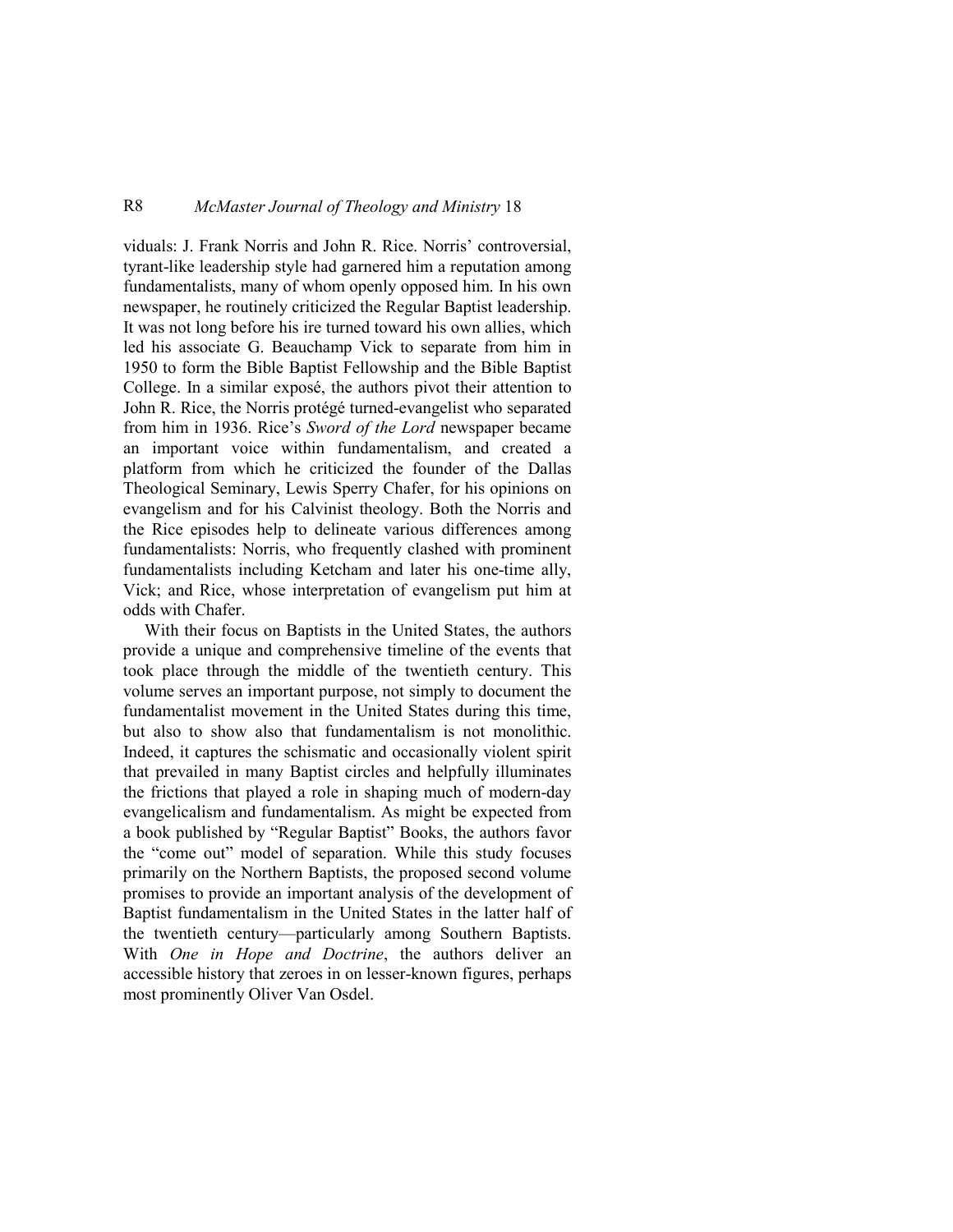viduals: J. Frank Norris and John R. Rice. Norris' controversial, tyrant-like leadership style had garnered him a reputation among fundamentalists, many of whom openly opposed him. In his own newspaper, he routinely criticized the Regular Baptist leadership. It was not long before his ire turned toward his own allies, which led his associate G. Beauchamp Vick to separate from him in 1950 to form the Bible Baptist Fellowship and the Bible Baptist College. In a similar exposé, the authors pivot their attention to John R. Rice, the Norris protégé turned-evangelist who separated from him in 1936. Rice's *Sword of the Lord* newspaper became an important voice within fundamentalism, and created a platform from which he criticized the founder of the Dallas Theological Seminary, Lewis Sperry Chafer, for his opinions on evangelism and for his Calvinist theology. Both the Norris and the Rice episodes help to delineate various differences among fundamentalists: Norris, who frequently clashed with prominent fundamentalists including Ketcham and later his one-time ally, Vick; and Rice, whose interpretation of evangelism put him at odds with Chafer.

With their focus on Baptists in the United States, the authors provide a unique and comprehensive timeline of the events that took place through the middle of the twentieth century. This volume serves an important purpose, not simply to document the fundamentalist movement in the United States during this time, but also to show also that fundamentalism is not monolithic. Indeed, it captures the schismatic and occasionally violent spirit that prevailed in many Baptist circles and helpfully illuminates the frictions that played a role in shaping much of modern-day evangelicalism and fundamentalism. As might be expected from a book published by "Regular Baptist" Books, the authors favor the "come out" model of separation. While this study focuses primarily on the Northern Baptists, the proposed second volume promises to provide an important analysis of the development of Baptist fundamentalism in the United States in the latter half of the twentieth century—particularly among Southern Baptists. With *One in Hope and Doctrine*, the authors deliver an accessible history that zeroes in on lesser-known figures, perhaps most prominently Oliver Van Osdel.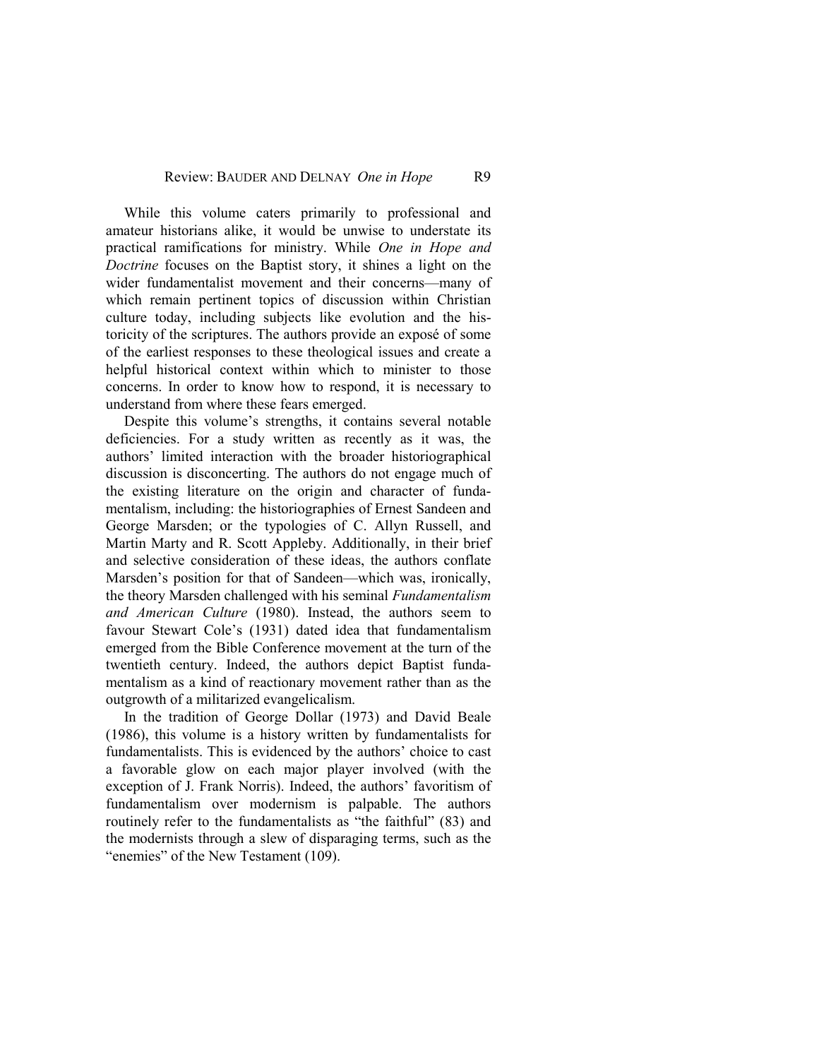While this volume caters primarily to professional and amateur historians alike, it would be unwise to understate its practical ramifications for ministry. While *One in Hope and Doctrine* focuses on the Baptist story, it shines a light on the wider fundamentalist movement and their concerns—many of which remain pertinent topics of discussion within Christian culture today, including subjects like evolution and the historicity of the scriptures. The authors provide an exposé of some of the earliest responses to these theological issues and create a helpful historical context within which to minister to those concerns. In order to know how to respond, it is necessary to understand from where these fears emerged.

Despite this volume's strengths, it contains several notable deficiencies. For a study written as recently as it was, the authors' limited interaction with the broader historiographical discussion is disconcerting. The authors do not engage much of the existing literature on the origin and character of fundamentalism, including: the historiographies of Ernest Sandeen and George Marsden; or the typologies of C. Allyn Russell, and Martin Marty and R. Scott Appleby. Additionally, in their brief and selective consideration of these ideas, the authors conflate Marsden's position for that of Sandeen—which was, ironically, the theory Marsden challenged with his seminal *Fundamentalism and American Culture* (1980). Instead, the authors seem to favour Stewart Cole's (1931) dated idea that fundamentalism emerged from the Bible Conference movement at the turn of the twentieth century. Indeed, the authors depict Baptist fundamentalism as a kind of reactionary movement rather than as the outgrowth of a militarized evangelicalism.

In the tradition of George Dollar (1973) and David Beale (1986), this volume is a history written by fundamentalists for fundamentalists. This is evidenced by the authors' choice to cast a favorable glow on each major player involved (with the exception of J. Frank Norris). Indeed, the authors' favoritism of fundamentalism over modernism is palpable. The authors routinely refer to the fundamentalists as "the faithful" (83) and the modernists through a slew of disparaging terms, such as the "enemies" of the New Testament (109).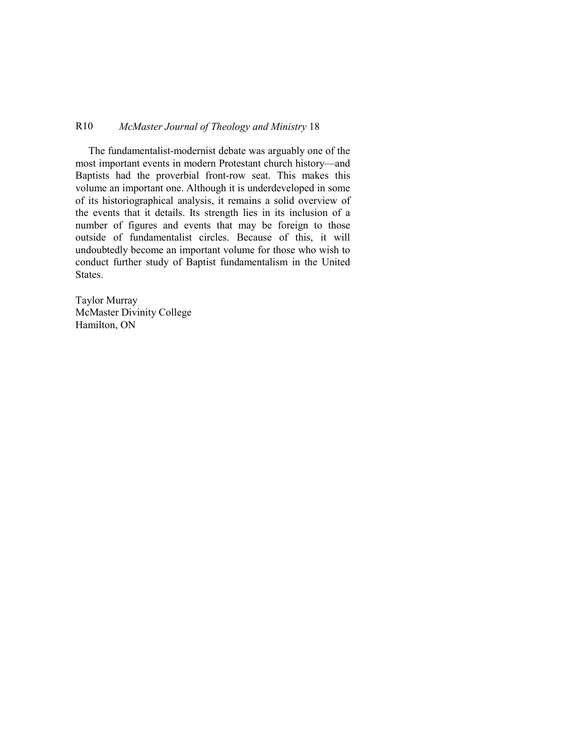The fundamentalist-modernist debate was arguably one of the most important events in modern Protestant church history—and Baptists had the proverbial front-row seat. This makes this volume an important one. Although it is underdeveloped in some of its historiographical analysis, it remains a solid overview of the events that it details. Its strength lies in its inclusion of a number of figures and events that may be foreign to those outside of fundamentalist circles. Because of this, it will undoubtedly become an important volume for those who wish to conduct further study of Baptist fundamentalism in the United States.

Taylor Murray  
McMaster Divinity College  
Hamilton, ON